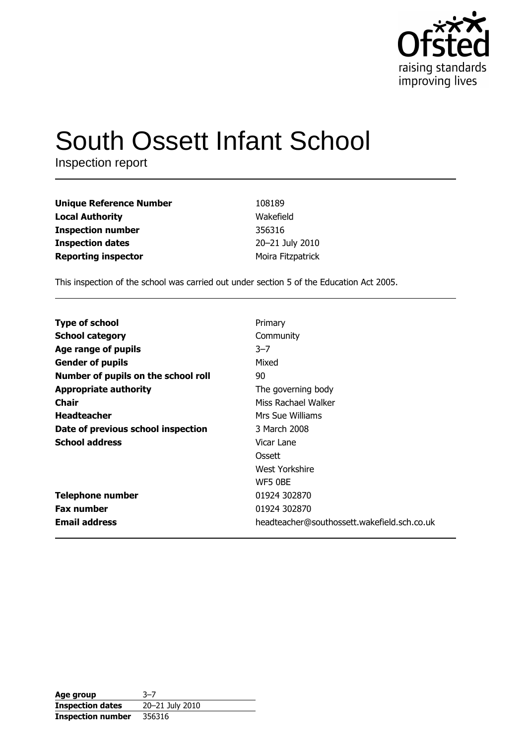# South Ossett Infant School

Inspection report

| | |
|---|---|
| **Unique Reference Number** | 108189 |
| **Local Authority** | Wakefield |
| **Inspection number** | 356316 |
| **Inspection dates** | 20–21 July 2010 |
| **Reporting inspector** | Moira Fitzpatrick |

This inspection of the school was carried out under section 5 of the Education Act 2005.

| | |
|---|---|
| **Type of school** | Primary |
| **School category** | Community |
| **Age range of pupils** | 3–7 |
| **Gender of pupils** | Mixed |
| **Number of pupils on the school roll** | 90 |
| **Appropriate authority** | The governing body |
| **Chair** | Miss Rachael Walker |
| **Headteacher** | Mrs Sue Williams |
| **Date of previous school inspection** | 3 March 2008 |
| **School address** | Vicar Lane<br>Ossett<br>West Yorkshire<br>WF5 0BE |
| **Telephone number** | 01924 302870 |
| **Fax number** | 01924 302870 |
| **Email address** | headteacher@southossett.wakefield.sch.co.uk |

| | |
|---|---|
| **Age group** | 3–7 |
| **Inspection dates** | 20–21 July 2010 |
| **Inspection number** | 356316 |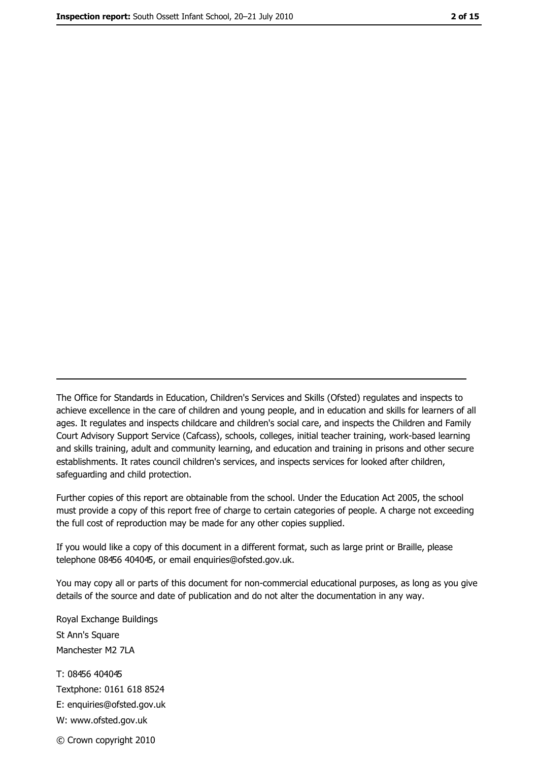---

The Office for Standards in Education, Children's Services and Skills (Ofsted) regulates and inspects to achieve excellence in the care of children and young people, and in education and skills for learners of all ages. It regulates and inspects childcare and children's social care, and inspects the Children and Family Court Advisory Support Service (Cafcass), schools, colleges, initial teacher training, work-based learning and skills training, adult and community learning, and education and training in prisons and other secure establishments. It rates council children's services, and inspects services for looked after children, safeguarding and child protection.

Further copies of this report are obtainable from the school. Under the Education Act 2005, the school must provide a copy of this report free of charge to certain categories of people. A charge not exceeding the full cost of reproduction may be made for any other copies supplied.

If you would like a copy of this document in a different format, such as large print or Braille, please telephone 08456 404045, or email enquiries@ofsted.gov.uk.

You may copy all or parts of this document for non-commercial educational purposes, as long as you give details of the source and date of publication and do not alter the documentation in any way.

Royal Exchange Buildings
St Ann's Square
Manchester M2 7LA

T: 08456 404045
Textphone: 0161 618 8524
E: enquiries@ofsted.gov.uk
W: www.ofsted.gov.uk

© Crown copyright 2010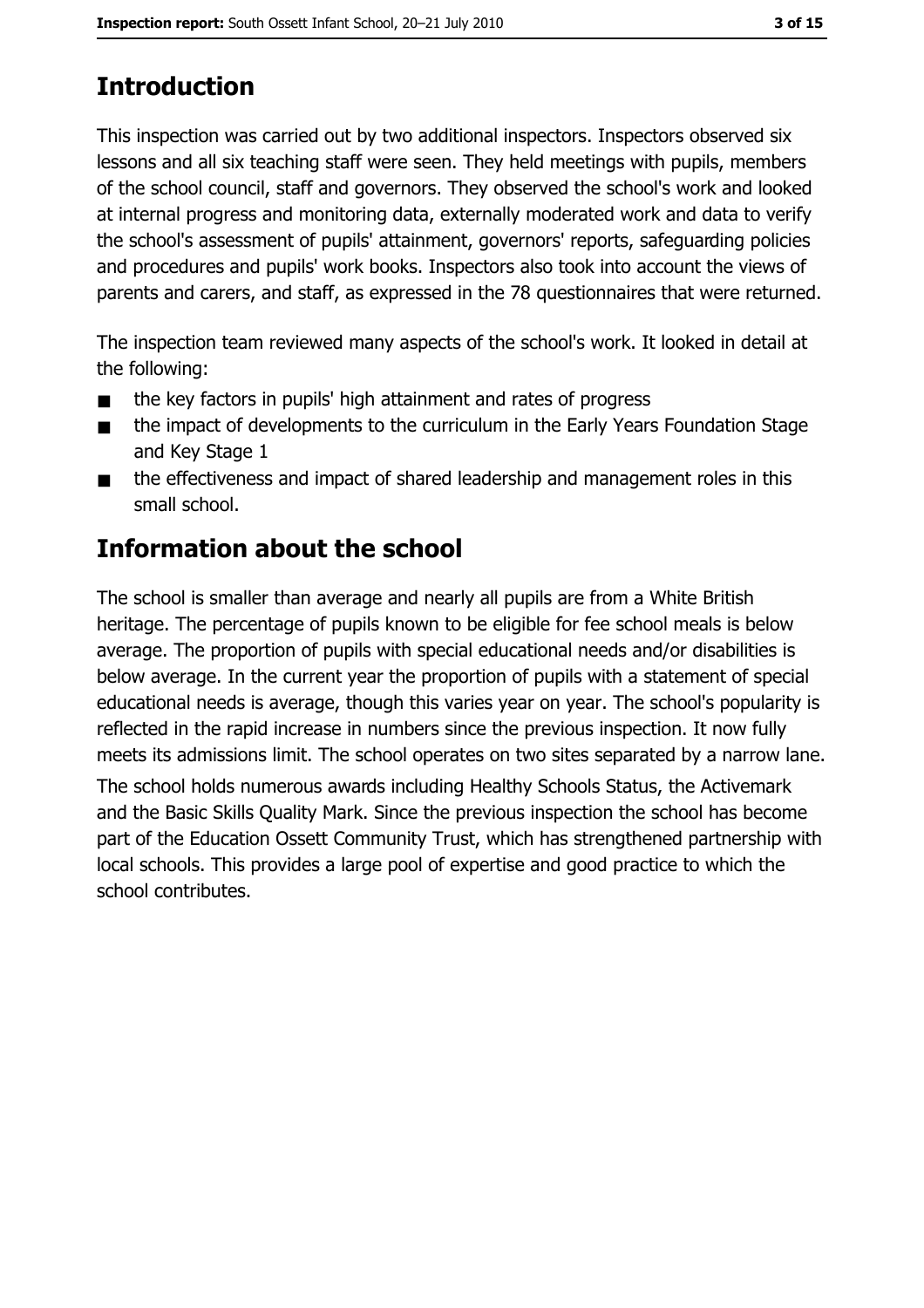## Introduction

This inspection was carried out by two additional inspectors. Inspectors observed six lessons and all six teaching staff were seen. They held meetings with pupils, members of the school council, staff and governors. They observed the school's work and looked at internal progress and monitoring data, externally moderated work and data to verify the school's assessment of pupils' attainment, governors' reports, safeguarding policies and procedures and pupils' work books. Inspectors also took into account the views of parents and carers, and staff, as expressed in the 78 questionnaires that were returned.

The inspection team reviewed many aspects of the school's work. It looked in detail at the following:

- the key factors in pupils' high attainment and rates of progress
- the impact of developments to the curriculum in the Early Years Foundation Stage and Key Stage 1
- the effectiveness and impact of shared leadership and management roles in this small school.

## Information about the school

The school is smaller than average and nearly all pupils are from a White British heritage. The percentage of pupils known to be eligible for fee school meals is below average. The proportion of pupils with special educational needs and/or disabilities is below average. In the current year the proportion of pupils with a statement of special educational needs is average, though this varies year on year. The school's popularity is reflected in the rapid increase in numbers since the previous inspection. It now fully meets its admissions limit. The school operates on two sites separated by a narrow lane.

The school holds numerous awards including Healthy Schools Status, the Activemark and the Basic Skills Quality Mark. Since the previous inspection the school has become part of the Education Ossett Community Trust, which has strengthened partnership with local schools. This provides a large pool of expertise and good practice to which the school contributes.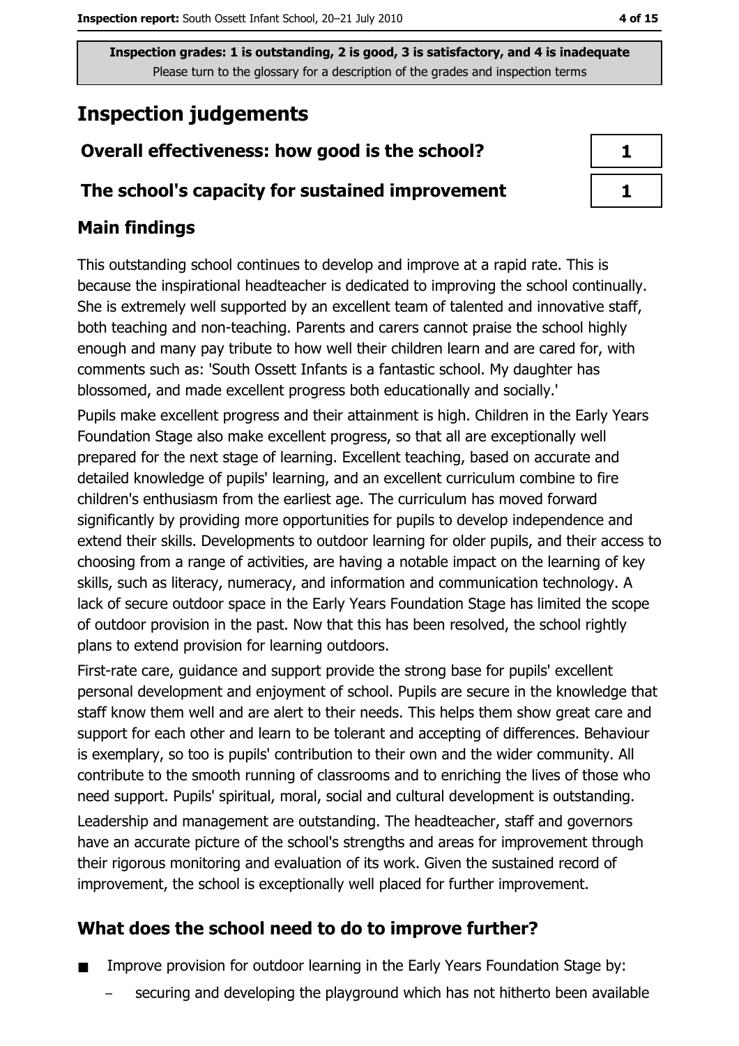Inspection grades: 1 is outstanding, 2 is good, 3 is satisfactory, and 4 is inadequate
Please turn to the glossary for a description of the grades and inspection terms

# Inspection judgements

| | |
|---|---|
| **Overall effectiveness: how good is the school?** | 1 |
| **The school's capacity for sustained improvement** | 1 |

## Main findings

This outstanding school continues to develop and improve at a rapid rate. This is because the inspirational headteacher is dedicated to improving the school continually. She is extremely well supported by an excellent team of talented and innovative staff, both teaching and non-teaching. Parents and carers cannot praise the school highly enough and many pay tribute to how well their children learn and are cared for, with comments such as: 'South Ossett Infants is a fantastic school. My daughter has blossomed, and made excellent progress both educationally and socially.'

Pupils make excellent progress and their attainment is high. Children in the Early Years Foundation Stage also make excellent progress, so that all are exceptionally well prepared for the next stage of learning. Excellent teaching, based on accurate and detailed knowledge of pupils' learning, and an excellent curriculum combine to fire children's enthusiasm from the earliest age. The curriculum has moved forward significantly by providing more opportunities for pupils to develop independence and extend their skills. Developments to outdoor learning for older pupils, and their access to choosing from a range of activities, are having a notable impact on the learning of key skills, such as literacy, numeracy, and information and communication technology. A lack of secure outdoor space in the Early Years Foundation Stage has limited the scope of outdoor provision in the past. Now that this has been resolved, the school rightly plans to extend provision for learning outdoors.

First-rate care, guidance and support provide the strong base for pupils' excellent personal development and enjoyment of school. Pupils are secure in the knowledge that staff know them well and are alert to their needs. This helps them show great care and support for each other and learn to be tolerant and accepting of differences. Behaviour is exemplary, so too is pupils' contribution to their own and the wider community. All contribute to the smooth running of classrooms and to enriching the lives of those who need support. Pupils' spiritual, moral, social and cultural development is outstanding.

Leadership and management are outstanding. The headteacher, staff and governors have an accurate picture of the school's strengths and areas for improvement through their rigorous monitoring and evaluation of its work. Given the sustained record of improvement, the school is exceptionally well placed for further improvement.

## What does the school need to do to improve further?

- Improve provision for outdoor learning in the Early Years Foundation Stage by:
  - securing and developing the playground which has not hitherto been available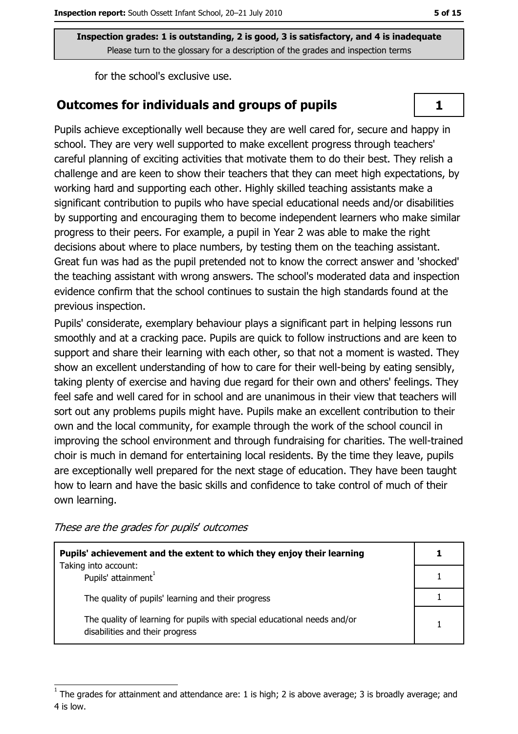Inspection grades: 1 is outstanding, 2 is good, 3 is satisfactory, and 4 is inadequate
Please turn to the glossary for a description of the grades and inspection terms

for the school's exclusive use.

## Outcomes for individuals and groups of pupils

**1**

Pupils achieve exceptionally well because they are well cared for, secure and happy in school. They are very well supported to make excellent progress through teachers' careful planning of exciting activities that motivate them to do their best. They relish a challenge and are keen to show their teachers that they can meet high expectations, by working hard and supporting each other. Highly skilled teaching assistants make a significant contribution to pupils who have special educational needs and/or disabilities by supporting and encouraging them to become independent learners who make similar progress to their peers. For example, a pupil in Year 2 was able to make the right decisions about where to place numbers, by testing them on the teaching assistant. Great fun was had as the pupil pretended not to know the correct answer and 'shocked' the teaching assistant with wrong answers. The school's moderated data and inspection evidence confirm that the school continues to sustain the high standards found at the previous inspection.

Pupils' considerate, exemplary behaviour plays a significant part in helping lessons run smoothly and at a cracking pace. Pupils are quick to follow instructions and are keen to support and share their learning with each other, so that not a moment is wasted. They show an excellent understanding of how to care for their well-being by eating sensibly, taking plenty of exercise and having due regard for their own and others' feelings. They feel safe and well cared for in school and are unanimous in their view that teachers will sort out any problems pupils might have. Pupils make an excellent contribution to their own and the local community, for example through the work of the school council in improving the school environment and through fundraising for charities. The well-trained choir is much in demand for entertaining local residents. By the time they leave, pupils are exceptionally well prepared for the next stage of education. They have been taught how to learn and have the basic skills and confidence to take control of much of their own learning.

*These are the grades for pupils' outcomes*

| | |
|---|---|
| **Pupils' achievement and the extent to which they enjoy their learning**<br>Taking into account: | **1** |
| Pupils' attainment[1] | 1 |
| The quality of pupils' learning and their progress | 1 |
| The quality of learning for pupils with special educational needs and/or disabilities and their progress | 1 |

[1] The grades for attainment and attendance are: 1 is high; 2 is above average; 3 is broadly average; and 4 is low.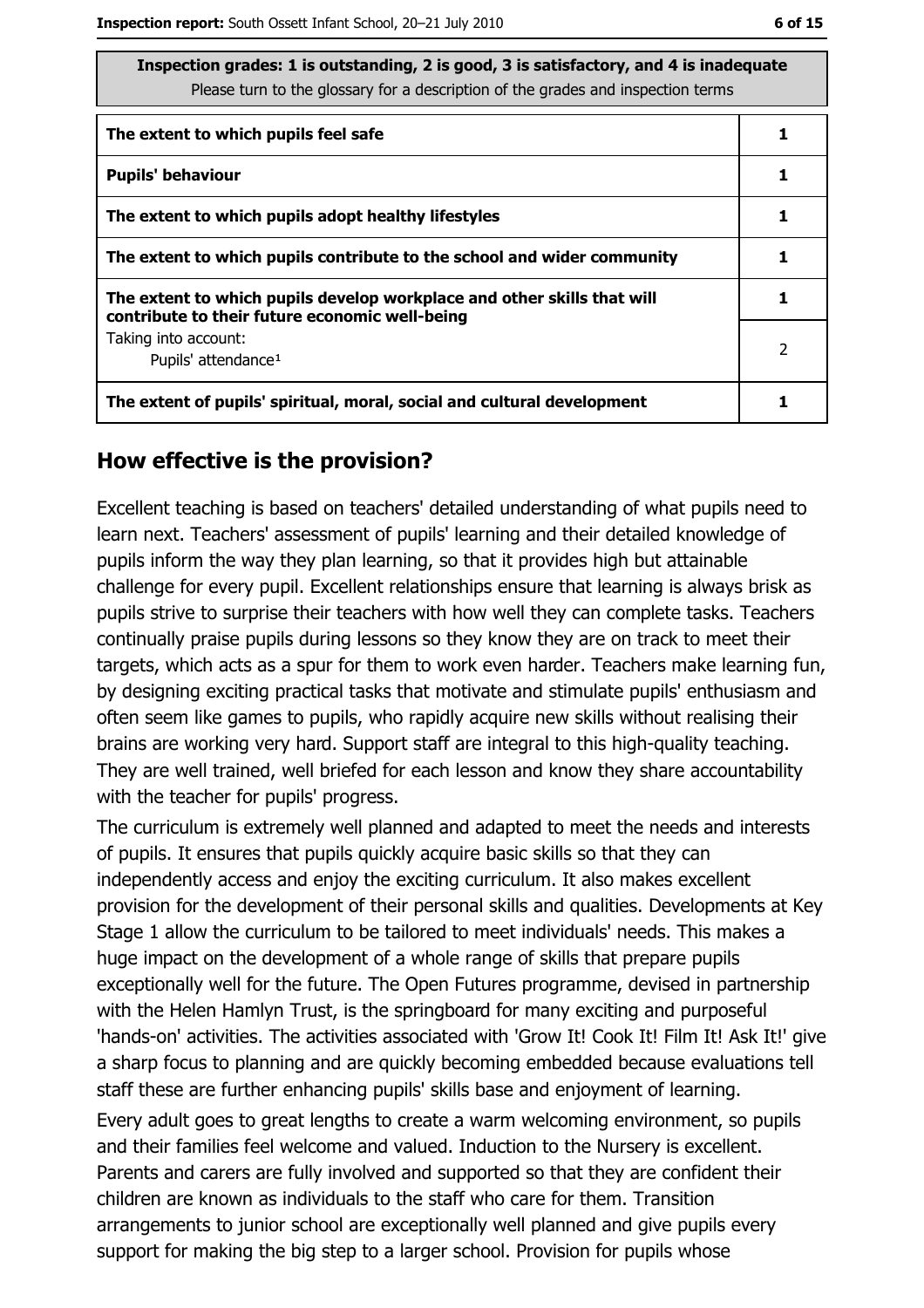| Inspection grades: 1 is outstanding, 2 is good, 3 is satisfactory, and 4 is inadequate<br>Please turn to the glossary for a description of the grades and inspection terms | |
|---|---|
| **The extent to which pupils feel safe** | 1 |
| **Pupils' behaviour** | 1 |
| **The extent to which pupils adopt healthy lifestyles** | 1 |
| **The extent to which pupils contribute to the school and wider community** | 1 |
| **The extent to which pupils develop workplace and other skills that will contribute to their future economic well-being** | 1 |
| Taking into account:<br>Pupils' attendance[1] | 2 |
| **The extent of pupils' spiritual, moral, social and cultural development** | 1 |

## How effective is the provision?

Excellent teaching is based on teachers' detailed understanding of what pupils need to learn next. Teachers' assessment of pupils' learning and their detailed knowledge of pupils inform the way they plan learning, so that it provides high but attainable challenge for every pupil. Excellent relationships ensure that learning is always brisk as pupils strive to surprise their teachers with how well they can complete tasks. Teachers continually praise pupils during lessons so they know they are on track to meet their targets, which acts as a spur for them to work even harder. Teachers make learning fun, by designing exciting practical tasks that motivate and stimulate pupils' enthusiasm and often seem like games to pupils, who rapidly acquire new skills without realising their brains are working very hard. Support staff are integral to this high-quality teaching. They are well trained, well briefed for each lesson and know they share accountability with the teacher for pupils' progress.

The curriculum is extremely well planned and adapted to meet the needs and interests of pupils. It ensures that pupils quickly acquire basic skills so that they can independently access and enjoy the exciting curriculum. It also makes excellent provision for the development of their personal skills and qualities. Developments at Key Stage 1 allow the curriculum to be tailored to meet individuals' needs. This makes a huge impact on the development of a whole range of skills that prepare pupils exceptionally well for the future. The Open Futures programme, devised in partnership with the Helen Hamlyn Trust, is the springboard for many exciting and purposeful 'hands-on' activities. The activities associated with 'Grow It! Cook It! Film It! Ask It!' give a sharp focus to planning and are quickly becoming embedded because evaluations tell staff these are further enhancing pupils' skills base and enjoyment of learning.

Every adult goes to great lengths to create a warm welcoming environment, so pupils and their families feel welcome and valued. Induction to the Nursery is excellent. Parents and carers are fully involved and supported so that they are confident their children are known as individuals to the staff who care for them. Transition arrangements to junior school are exceptionally well planned and give pupils every support for making the big step to a larger school. Provision for pupils whose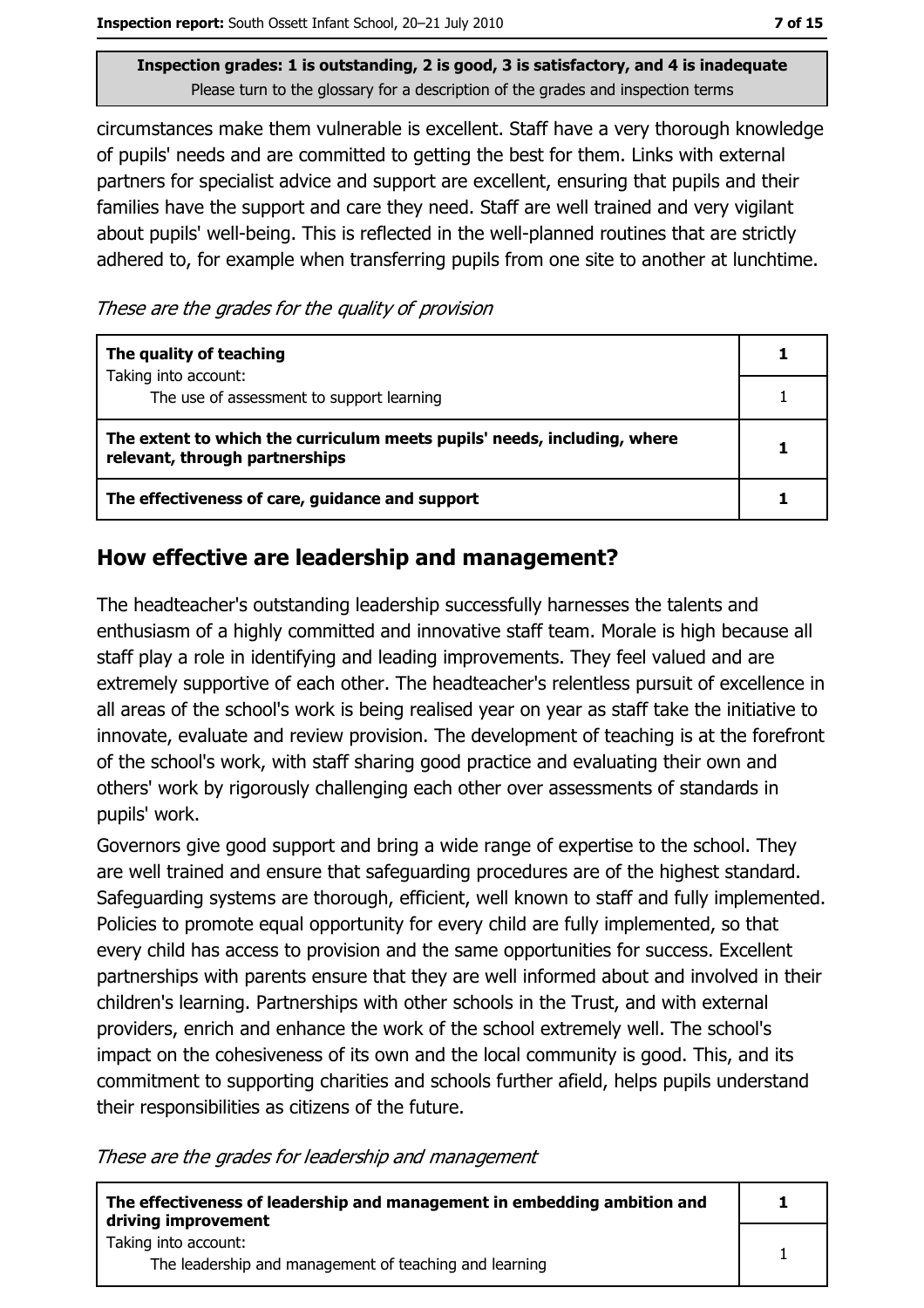Inspection grades: 1 is outstanding, 2 is good, 3 is satisfactory, and 4 is inadequate
Please turn to the glossary for a description of the grades and inspection terms

circumstances make them vulnerable is excellent. Staff have a very thorough knowledge of pupils' needs and are committed to getting the best for them. Links with external partners for specialist advice and support are excellent, ensuring that pupils and their families have the support and care they need. Staff are well trained and very vigilant about pupils' well-being. This is reflected in the well-planned routines that are strictly adhered to, for example when transferring pupils from one site to another at lunchtime.

*These are the grades for the quality of provision*

| | |
|---|---|
| **The quality of teaching**<br>Taking into account: | **1** |
| The use of assessment to support learning | 1 |
| **The extent to which the curriculum meets pupils' needs, including, where relevant, through partnerships** | **1** |
| **The effectiveness of care, guidance and support** | **1** |

## How effective are leadership and management?

The headteacher's outstanding leadership successfully harnesses the talents and enthusiasm of a highly committed and innovative staff team. Morale is high because all staff play a role in identifying and leading improvements. They feel valued and are extremely supportive of each other. The headteacher's relentless pursuit of excellence in all areas of the school's work is being realised year on year as staff take the initiative to innovate, evaluate and review provision. The development of teaching is at the forefront of the school's work, with staff sharing good practice and evaluating their own and others' work by rigorously challenging each other over assessments of standards in pupils' work.

Governors give good support and bring a wide range of expertise to the school. They are well trained and ensure that safeguarding procedures are of the highest standard. Safeguarding systems are thorough, efficient, well known to staff and fully implemented. Policies to promote equal opportunity for every child are fully implemented, so that every child has access to provision and the same opportunities for success. Excellent partnerships with parents ensure that they are well informed about and involved in their children's learning. Partnerships with other schools in the Trust, and with external providers, enrich and enhance the work of the school extremely well. The school's impact on the cohesiveness of its own and the local community is good. This, and its commitment to supporting charities and schools further afield, helps pupils understand their responsibilities as citizens of the future.

*These are the grades for leadership and management*

| | |
|---|---|
| **The effectiveness of leadership and management in embedding ambition and driving improvement** | **1** |
| Taking into account:<br>The leadership and management of teaching and learning | 1 |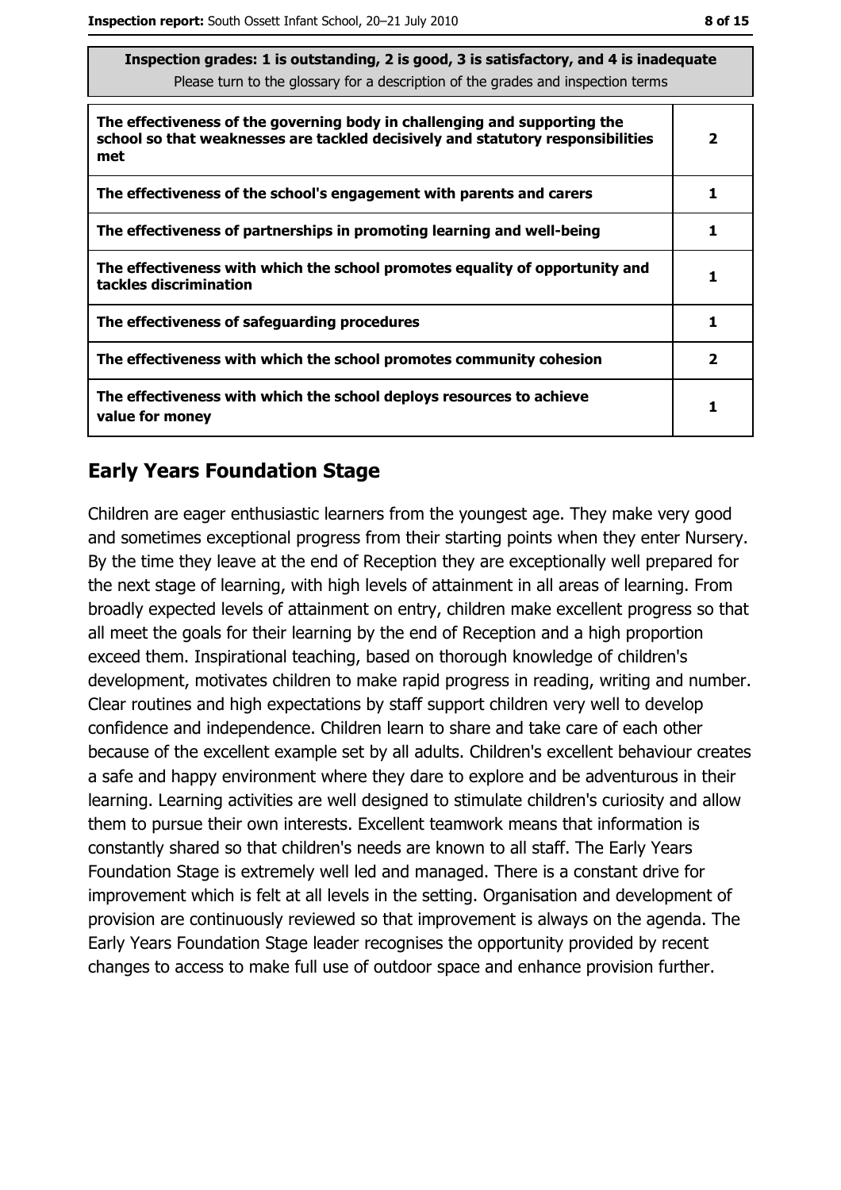| Inspection grades: 1 is outstanding, 2 is good, 3 is satisfactory, and 4 is inadequate<br>Please turn to the glossary for a description of the grades and inspection terms | |
|---|---|
| **The effectiveness of the governing body in challenging and supporting the school so that weaknesses are tackled decisively and statutory responsibilities met** | **2** |
| **The effectiveness of the school's engagement with parents and carers** | **1** |
| **The effectiveness of partnerships in promoting learning and well-being** | **1** |
| **The effectiveness with which the school promotes equality of opportunity and tackles discrimination** | **1** |
| **The effectiveness of safeguarding procedures** | **1** |
| **The effectiveness with which the school promotes community cohesion** | **2** |
| **The effectiveness with which the school deploys resources to achieve value for money** | **1** |

## Early Years Foundation Stage

Children are eager enthusiastic learners from the youngest age. They make very good and sometimes exceptional progress from their starting points when they enter Nursery. By the time they leave at the end of Reception they are exceptionally well prepared for the next stage of learning, with high levels of attainment in all areas of learning. From broadly expected levels of attainment on entry, children make excellent progress so that all meet the goals for their learning by the end of Reception and a high proportion exceed them. Inspirational teaching, based on thorough knowledge of children's development, motivates children to make rapid progress in reading, writing and number. Clear routines and high expectations by staff support children very well to develop confidence and independence. Children learn to share and take care of each other because of the excellent example set by all adults. Children's excellent behaviour creates a safe and happy environment where they dare to explore and be adventurous in their learning. Learning activities are well designed to stimulate children's curiosity and allow them to pursue their own interests. Excellent teamwork means that information is constantly shared so that children's needs are known to all staff. The Early Years Foundation Stage is extremely well led and managed. There is a constant drive for improvement which is felt at all levels in the setting. Organisation and development of provision are continuously reviewed so that improvement is always on the agenda. The Early Years Foundation Stage leader recognises the opportunity provided by recent changes to access to make full use of outdoor space and enhance provision further.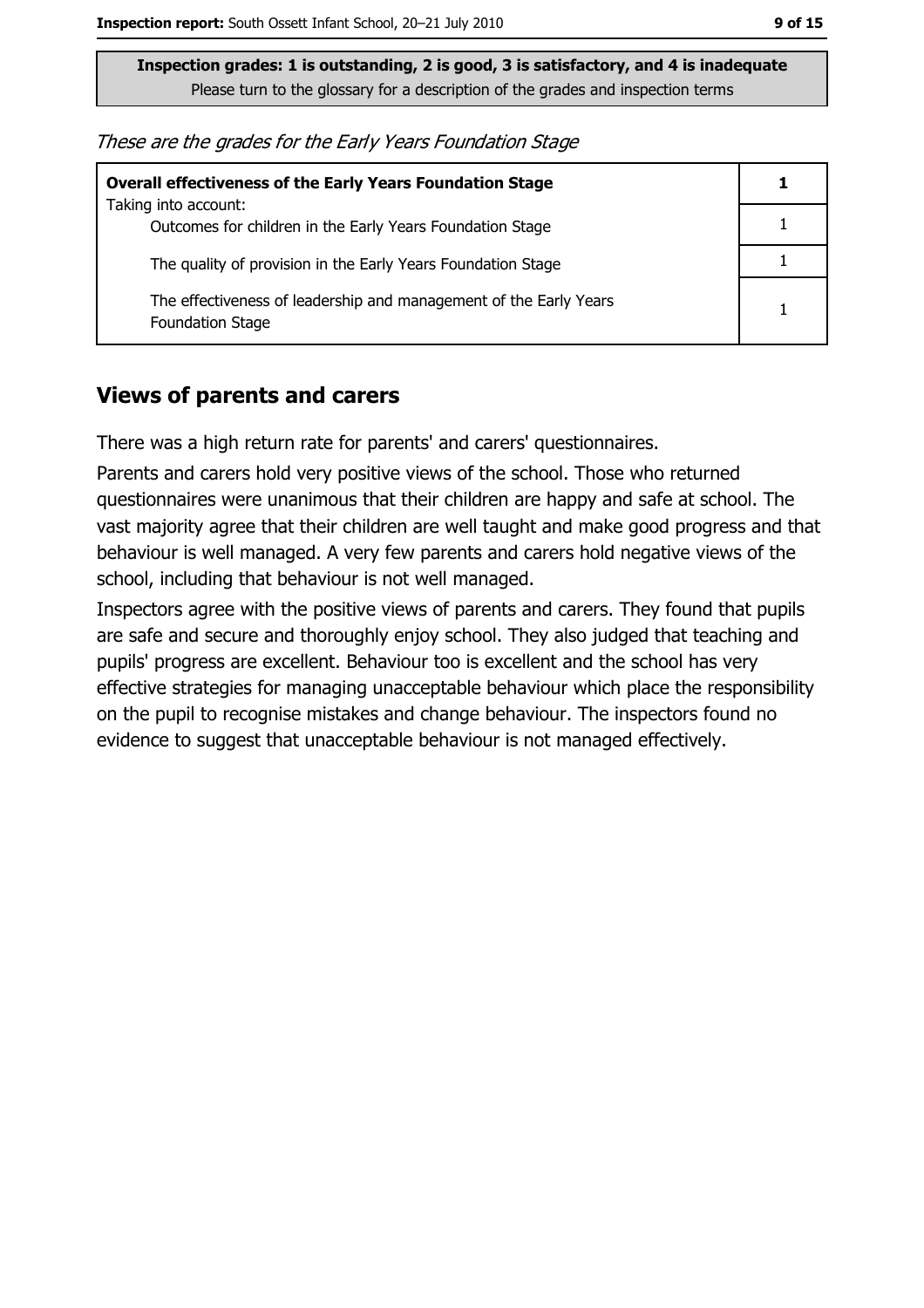**Inspection grades: 1 is outstanding, 2 is good, 3 is satisfactory, and 4 is inadequate**
Please turn to the glossary for a description of the grades and inspection terms

*These are the grades for the Early Years Foundation Stage*

| **Overall effectiveness of the Early Years Foundation Stage** | **1** |
|---|---|
| Taking into account: Outcomes for children in the Early Years Foundation Stage | 1 |
| The quality of provision in the Early Years Foundation Stage | 1 |
| The effectiveness of leadership and management of the Early Years Foundation Stage | 1 |

## Views of parents and carers

There was a high return rate for parents' and carers' questionnaires.

Parents and carers hold very positive views of the school. Those who returned questionnaires were unanimous that their children are happy and safe at school. The vast majority agree that their children are well taught and make good progress and that behaviour is well managed. A very few parents and carers hold negative views of the school, including that behaviour is not well managed.

Inspectors agree with the positive views of parents and carers. They found that pupils are safe and secure and thoroughly enjoy school. They also judged that teaching and pupils' progress are excellent. Behaviour too is excellent and the school has very effective strategies for managing unacceptable behaviour which place the responsibility on the pupil to recognise mistakes and change behaviour. The inspectors found no evidence to suggest that unacceptable behaviour is not managed effectively.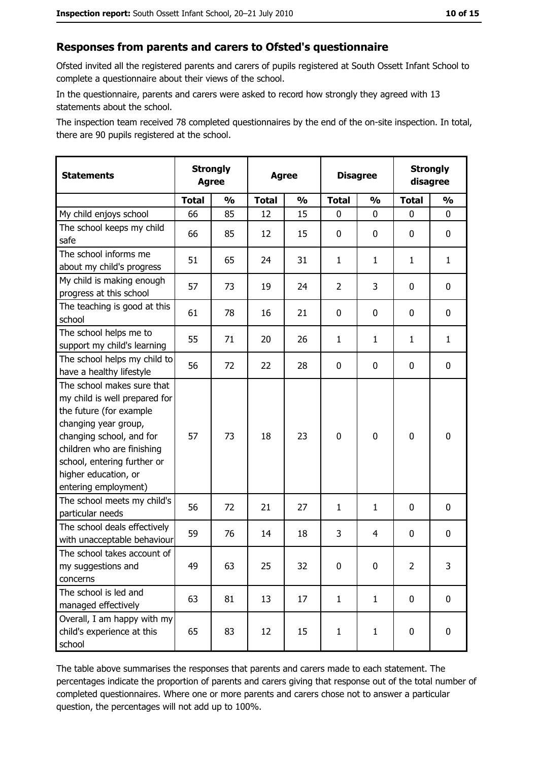## Responses from parents and carers to Ofsted's questionnaire

Ofsted invited all the registered parents and carers of pupils registered at South Ossett Infant School to complete a questionnaire about their views of the school.

In the questionnaire, parents and carers were asked to record how strongly they agreed with 13 statements about the school.

The inspection team received 78 completed questionnaires by the end of the on-site inspection. In total, there are 90 pupils registered at the school.

| Statements | Strongly Agree | | Agree | | Disagree | | Strongly disagree | |
|---|---|---|---|---|---|---|---|---|
| | Total | % | Total | % | Total | % | Total | % |
| My child enjoys school | 66 | 85 | 12 | 15 | 0 | 0 | 0 | 0 |
| The school keeps my child safe | 66 | 85 | 12 | 15 | 0 | 0 | 0 | 0 |
| The school informs me about my child's progress | 51 | 65 | 24 | 31 | 1 | 1 | 1 | 1 |
| My child is making enough progress at this school | 57 | 73 | 19 | 24 | 2 | 3 | 0 | 0 |
| The teaching is good at this school | 61 | 78 | 16 | 21 | 0 | 0 | 0 | 0 |
| The school helps me to support my child's learning | 55 | 71 | 20 | 26 | 1 | 1 | 1 | 1 |
| The school helps my child to have a healthy lifestyle | 56 | 72 | 22 | 28 | 0 | 0 | 0 | 0 |
| The school makes sure that my child is well prepared for the future (for example changing year group, changing school, and for children who are finishing school, entering further or higher education, or entering employment) | 57 | 73 | 18 | 23 | 0 | 0 | 0 | 0 |
| The school meets my child's particular needs | 56 | 72 | 21 | 27 | 1 | 1 | 0 | 0 |
| The school deals effectively with unacceptable behaviour | 59 | 76 | 14 | 18 | 3 | 4 | 0 | 0 |
| The school takes account of my suggestions and concerns | 49 | 63 | 25 | 32 | 0 | 0 | 2 | 3 |
| The school is led and managed effectively | 63 | 81 | 13 | 17 | 1 | 1 | 0 | 0 |
| Overall, I am happy with my child's experience at this school | 65 | 83 | 12 | 15 | 1 | 1 | 0 | 0 |

The table above summarises the responses that parents and carers made to each statement. The percentages indicate the proportion of parents and carers giving that response out of the total number of completed questionnaires. Where one or more parents and carers chose not to answer a particular question, the percentages will not add up to 100%.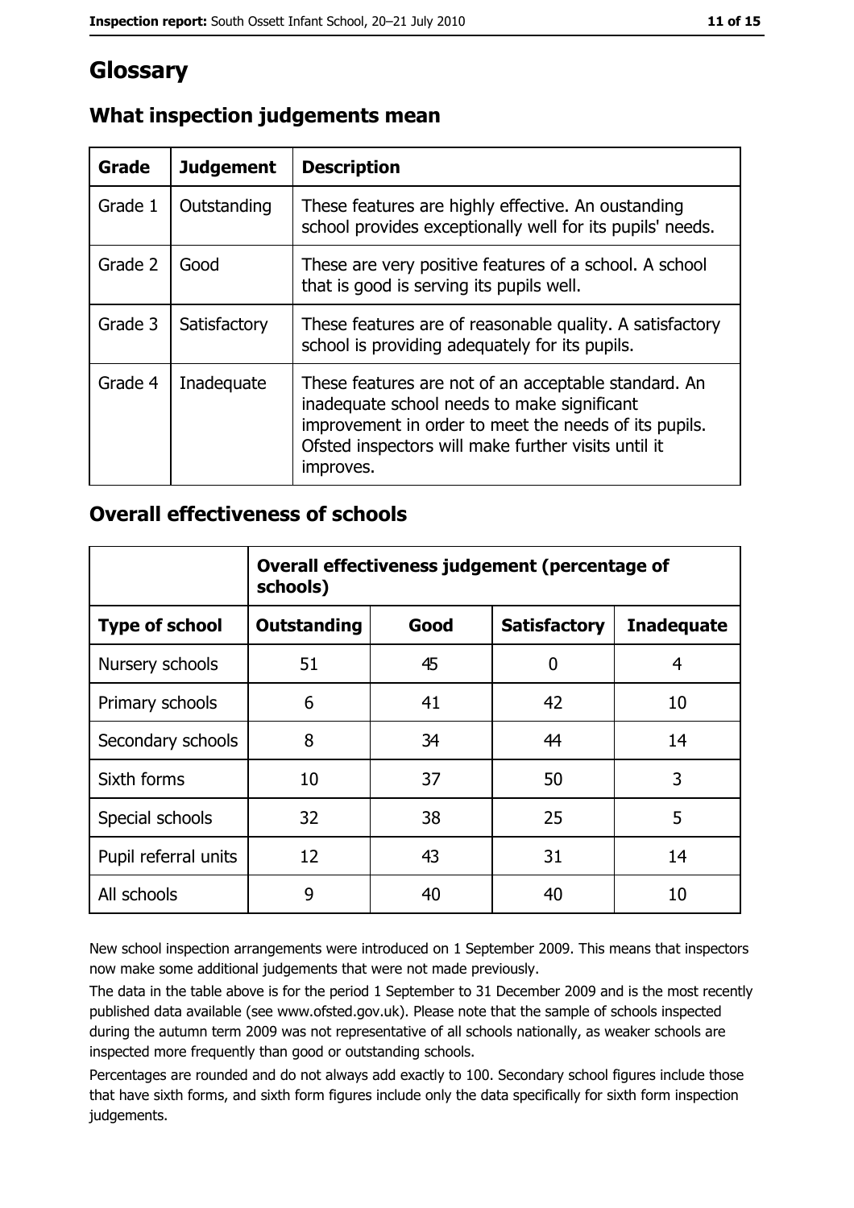# Glossary

## What inspection judgements mean

| Grade | Judgement | Description |
|---|---|---|
| Grade 1 | Outstanding | These features are highly effective. An oustanding school provides exceptionally well for its pupils' needs. |
| Grade 2 | Good | These are very positive features of a school. A school that is good is serving its pupils well. |
| Grade 3 | Satisfactory | These features are of reasonable quality. A satisfactory school is providing adequately for its pupils. |
| Grade 4 | Inadequate | These features are not of an acceptable standard. An inadequate school needs to make significant improvement in order to meet the needs of its pupils. Ofsted inspectors will make further visits until it improves. |

## Overall effectiveness of schools

| | Overall effectiveness judgement (percentage of schools) | | | |
|---|---|---|---|---|
| **Type of school** | **Outstanding** | **Good** | **Satisfactory** | **Inadequate** |
| Nursery schools | 51 | 45 | 0 | 4 |
| Primary schools | 6 | 41 | 42 | 10 |
| Secondary schools | 8 | 34 | 44 | 14 |
| Sixth forms | 10 | 37 | 50 | 3 |
| Special schools | 32 | 38 | 25 | 5 |
| Pupil referral units | 12 | 43 | 31 | 14 |
| All schools | 9 | 40 | 40 | 10 |

New school inspection arrangements were introduced on 1 September 2009. This means that inspectors now make some additional judgements that were not made previously.

The data in the table above is for the period 1 September to 31 December 2009 and is the most recently published data available (see www.ofsted.gov.uk). Please note that the sample of schools inspected during the autumn term 2009 was not representative of all schools nationally, as weaker schools are inspected more frequently than good or outstanding schools.

Percentages are rounded and do not always add exactly to 100. Secondary school figures include those that have sixth forms, and sixth form figures include only the data specifically for sixth form inspection judgements.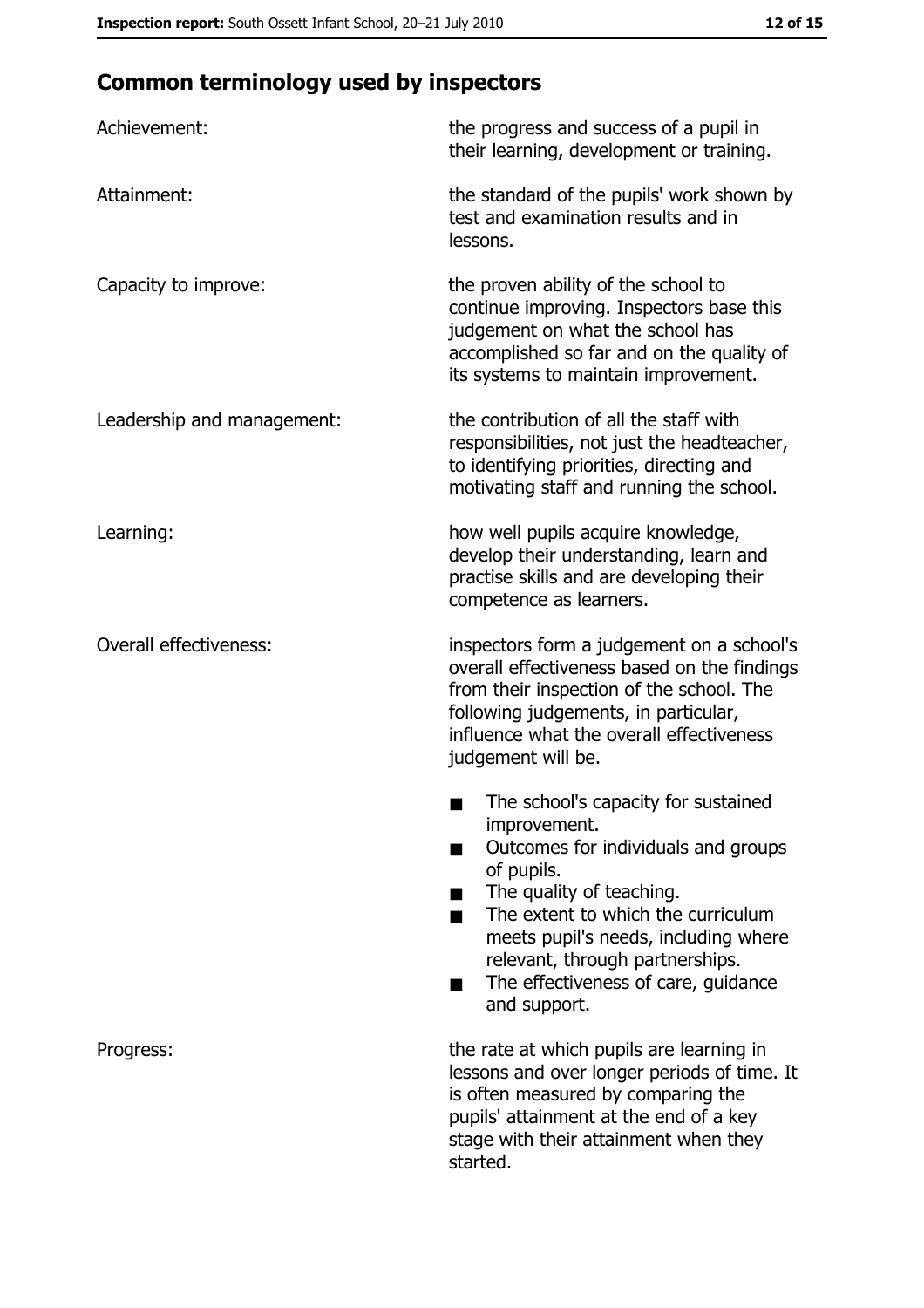## Common terminology used by inspectors

**Achievement:** the progress and success of a pupil in their learning, development or training.

**Attainment:** the standard of the pupils' work shown by test and examination results and in lessons.

**Capacity to improve:** the proven ability of the school to continue improving. Inspectors base this judgement on what the school has accomplished so far and on the quality of its systems to maintain improvement.

**Leadership and management:** the contribution of all the staff with responsibilities, not just the headteacher, to identifying priorities, directing and motivating staff and running the school.

**Learning:** how well pupils acquire knowledge, develop their understanding, learn and practise skills and are developing their competence as learners.

**Overall effectiveness:** inspectors form a judgement on a school's overall effectiveness based on the findings from their inspection of the school. The following judgements, in particular, influence what the overall effectiveness judgement will be.

- The school's capacity for sustained improvement.
- Outcomes for individuals and groups of pupils.
- The quality of teaching.
- The extent to which the curriculum meets pupil's needs, including where relevant, through partnerships.
- The effectiveness of care, guidance and support.

**Progress:** the rate at which pupils are learning in lessons and over longer periods of time. It is often measured by comparing the pupils' attainment at the end of a key stage with their attainment when they started.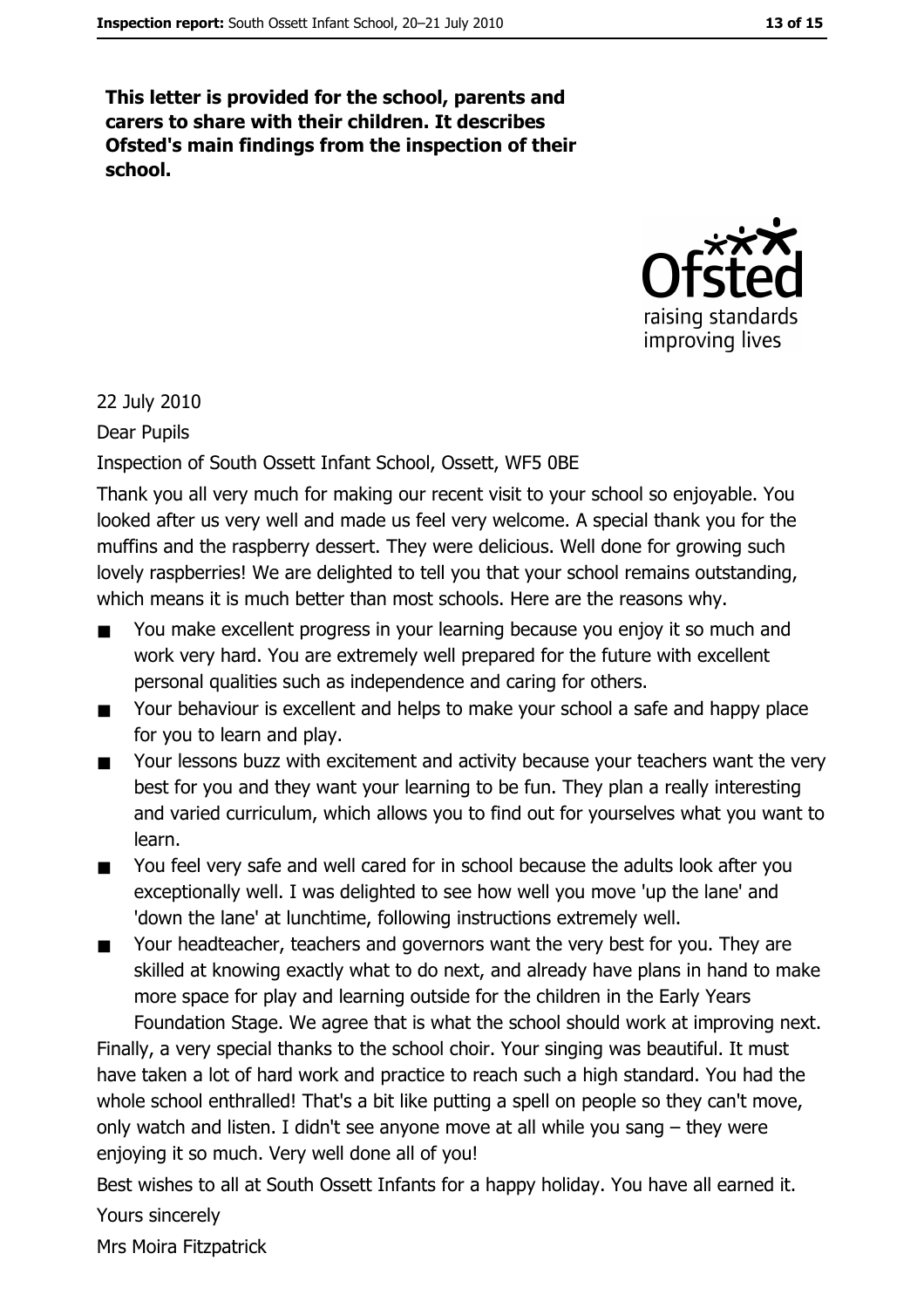**This letter is provided for the school, parents and carers to share with their children. It describes Ofsted's main findings from the inspection of their school.**

22 July 2010

Dear Pupils

Inspection of South Ossett Infant School, Ossett, WF5 0BE

Thank you all very much for making our recent visit to your school so enjoyable. You looked after us very well and made us feel very welcome. A special thank you for the muffins and the raspberry dessert. They were delicious. Well done for growing such lovely raspberries! We are delighted to tell you that your school remains outstanding, which means it is much better than most schools. Here are the reasons why.

- You make excellent progress in your learning because you enjoy it so much and work very hard. You are extremely well prepared for the future with excellent personal qualities such as independence and caring for others.
- Your behaviour is excellent and helps to make your school a safe and happy place for you to learn and play.
- Your lessons buzz with excitement and activity because your teachers want the very best for you and they want your learning to be fun. They plan a really interesting and varied curriculum, which allows you to find out for yourselves what you want to learn.
- You feel very safe and well cared for in school because the adults look after you exceptionally well. I was delighted to see how well you move 'up the lane' and 'down the lane' at lunchtime, following instructions extremely well.
- Your headteacher, teachers and governors want the very best for you. They are skilled at knowing exactly what to do next, and already have plans in hand to make more space for play and learning outside for the children in the Early Years Foundation Stage. We agree that is what the school should work at improving next.

Finally, a very special thanks to the school choir. Your singing was beautiful. It must have taken a lot of hard work and practice to reach such a high standard. You had the whole school enthralled! That's a bit like putting a spell on people so they can't move, only watch and listen. I didn't see anyone move at all while you sang – they were enjoying it so much. Very well done all of you!

Best wishes to all at South Ossett Infants for a happy holiday. You have all earned it.

Yours sincerely

Mrs Moira Fitzpatrick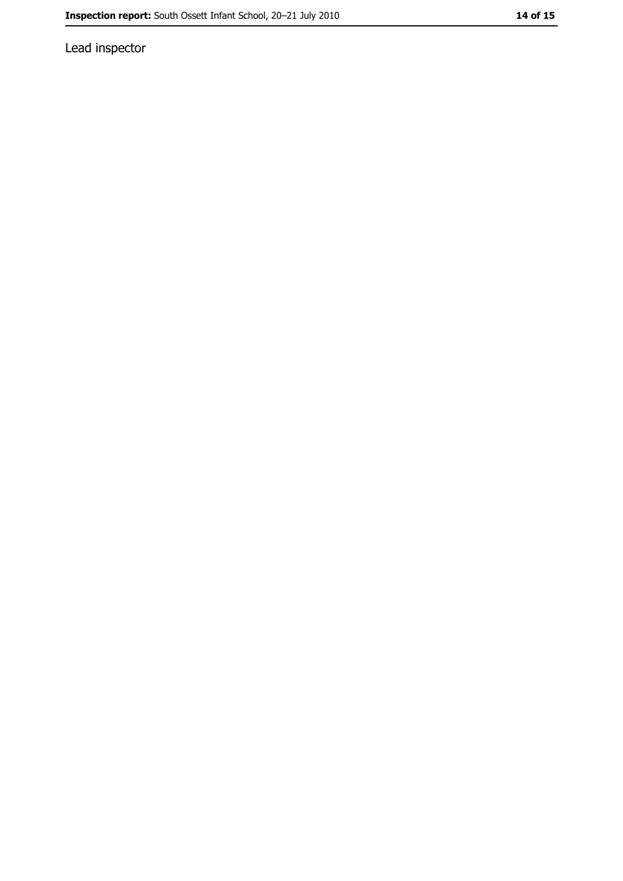Lead inspector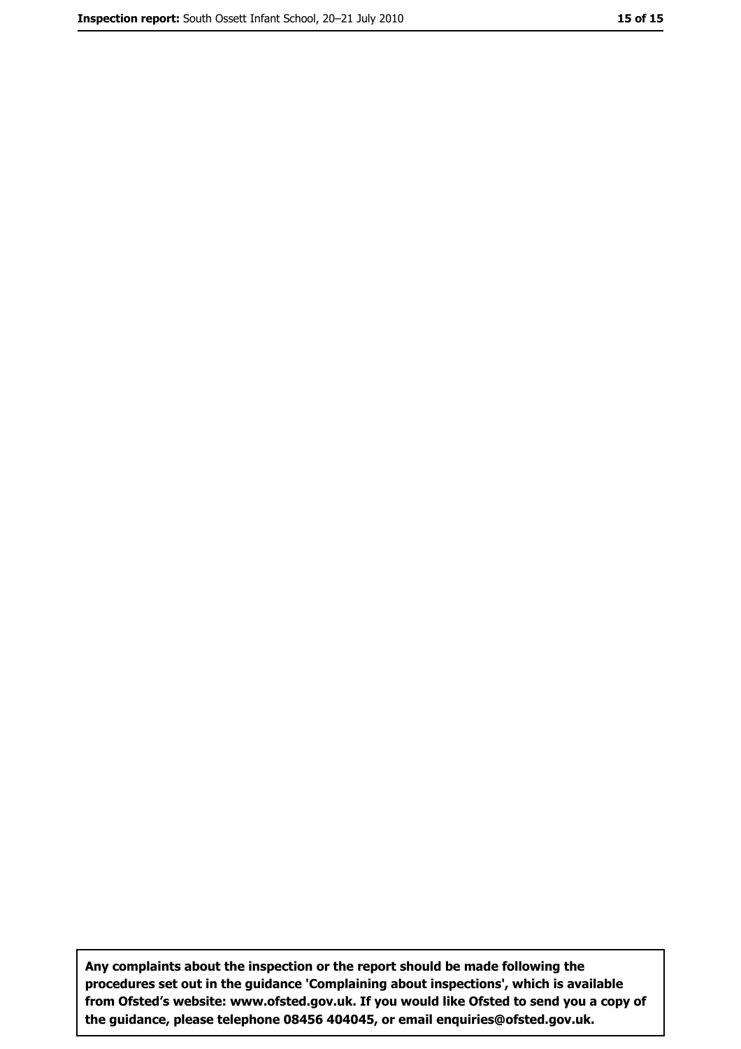**Any complaints about the inspection or the report should be made following the procedures set out in the guidance 'Complaining about inspections', which is available from Ofsted's website: www.ofsted.gov.uk. If you would like Ofsted to send you a copy of the guidance, please telephone 08456 404045, or email enquiries@ofsted.gov.uk.**